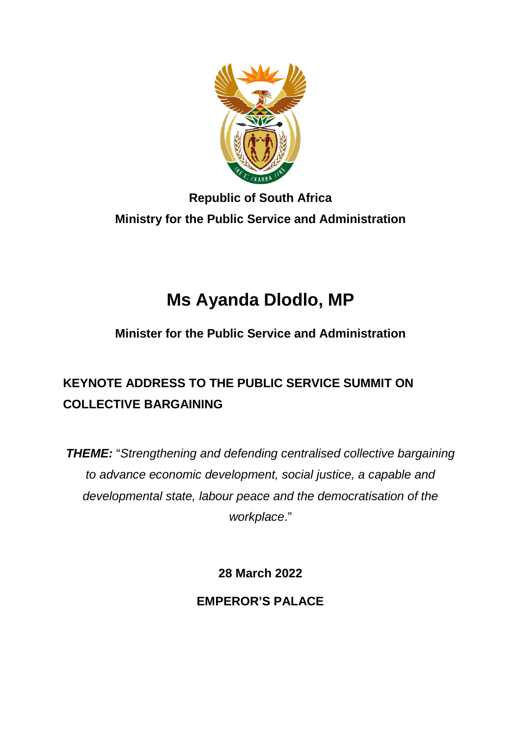**Republic of South Africa**

**Ministry for the Public Service and Administration**

# Ms Ayanda Dlodlo, MP

**Minister for the Public Service and Administration**

## KEYNOTE ADDRESS TO THE PUBLIC SERVICE SUMMIT ON COLLECTIVE BARGAINING

***THEME:*** "*Strengthening and defending centralised collective bargaining to advance economic development, social justice, a capable and developmental state, labour peace and the democratisation of the workplace*."

**28 March 2022**

**EMPEROR'S PALACE**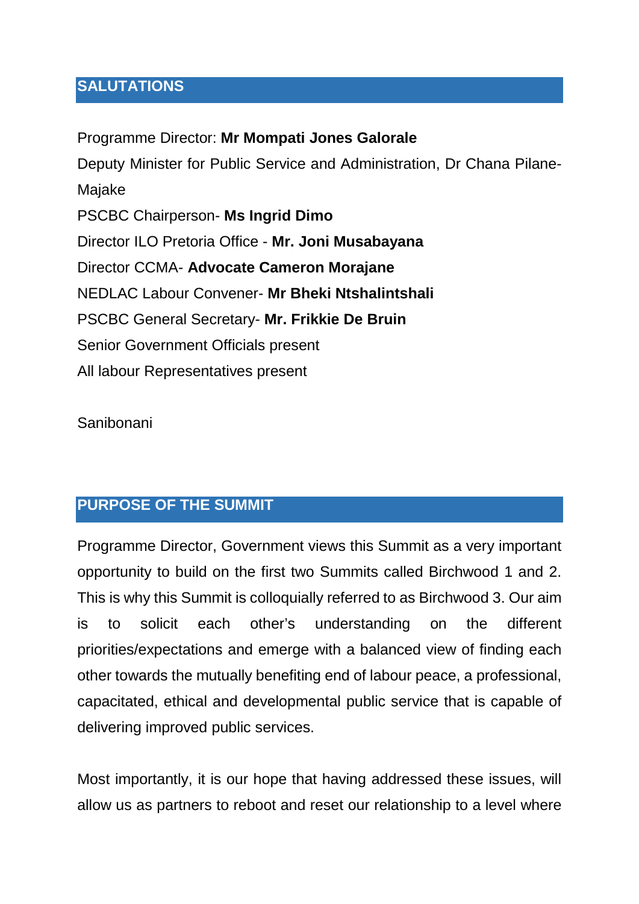## SALUTATIONS

Programme Director: **Mr Mompati Jones Galorale**
Deputy Minister for Public Service and Administration, Dr Chana Pilane-Majake
PSCBC Chairperson- **Ms Ingrid Dimo**
Director ILO Pretoria Office - **Mr. Joni Musabayana**
Director CCMA- **Advocate Cameron Morajane**
NEDLAC Labour Convener- **Mr Bheki Ntshalintshali**
PSCBC General Secretary- **Mr. Frikkie De Bruin**
Senior Government Officials present
All labour Representatives present

Sanibonani

## PURPOSE OF THE SUMMIT

Programme Director, Government views this Summit as a very important opportunity to build on the first two Summits called Birchwood 1 and 2. This is why this Summit is colloquially referred to as Birchwood 3. Our aim is to solicit each other's understanding on the different priorities/expectations and emerge with a balanced view of finding each other towards the mutually benefiting end of labour peace, a professional, capacitated, ethical and developmental public service that is capable of delivering improved public services.

Most importantly, it is our hope that having addressed these issues, will allow us as partners to reboot and reset our relationship to a level where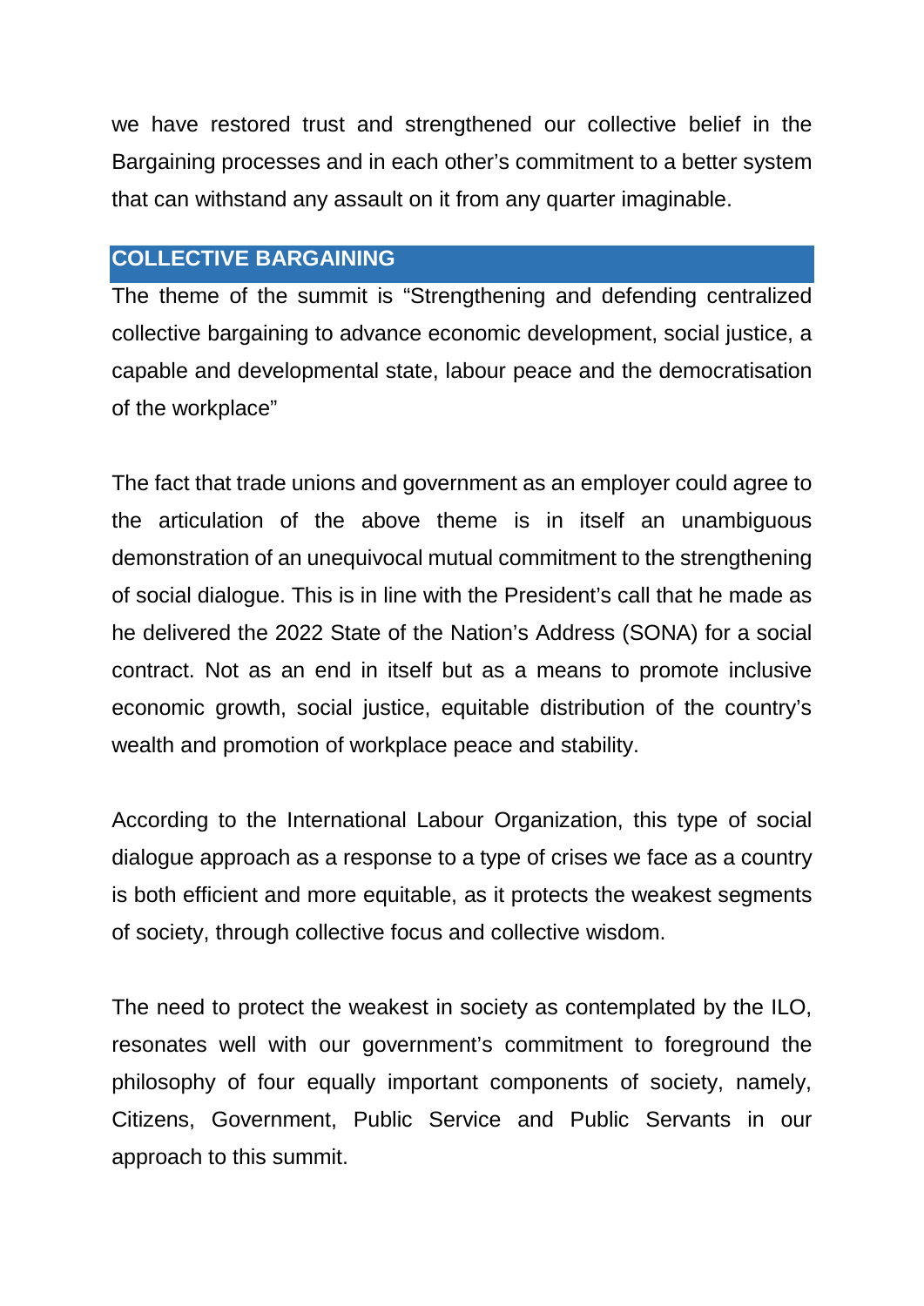we have restored trust and strengthened our collective belief in the Bargaining processes and in each other's commitment to a better system that can withstand any assault on it from any quarter imaginable.

## COLLECTIVE BARGAINING

The theme of the summit is "Strengthening and defending centralized collective bargaining to advance economic development, social justice, a capable and developmental state, labour peace and the democratisation of the workplace"

The fact that trade unions and government as an employer could agree to the articulation of the above theme is in itself an unambiguous demonstration of an unequivocal mutual commitment to the strengthening of social dialogue. This is in line with the President's call that he made as he delivered the 2022 State of the Nation's Address (SONA) for a social contract. Not as an end in itself but as a means to promote inclusive economic growth, social justice, equitable distribution of the country's wealth and promotion of workplace peace and stability.

According to the International Labour Organization, this type of social dialogue approach as a response to a type of crises we face as a country is both efficient and more equitable, as it protects the weakest segments of society, through collective focus and collective wisdom.

The need to protect the weakest in society as contemplated by the ILO, resonates well with our government's commitment to foreground the philosophy of four equally important components of society, namely, Citizens, Government, Public Service and Public Servants in our approach to this summit.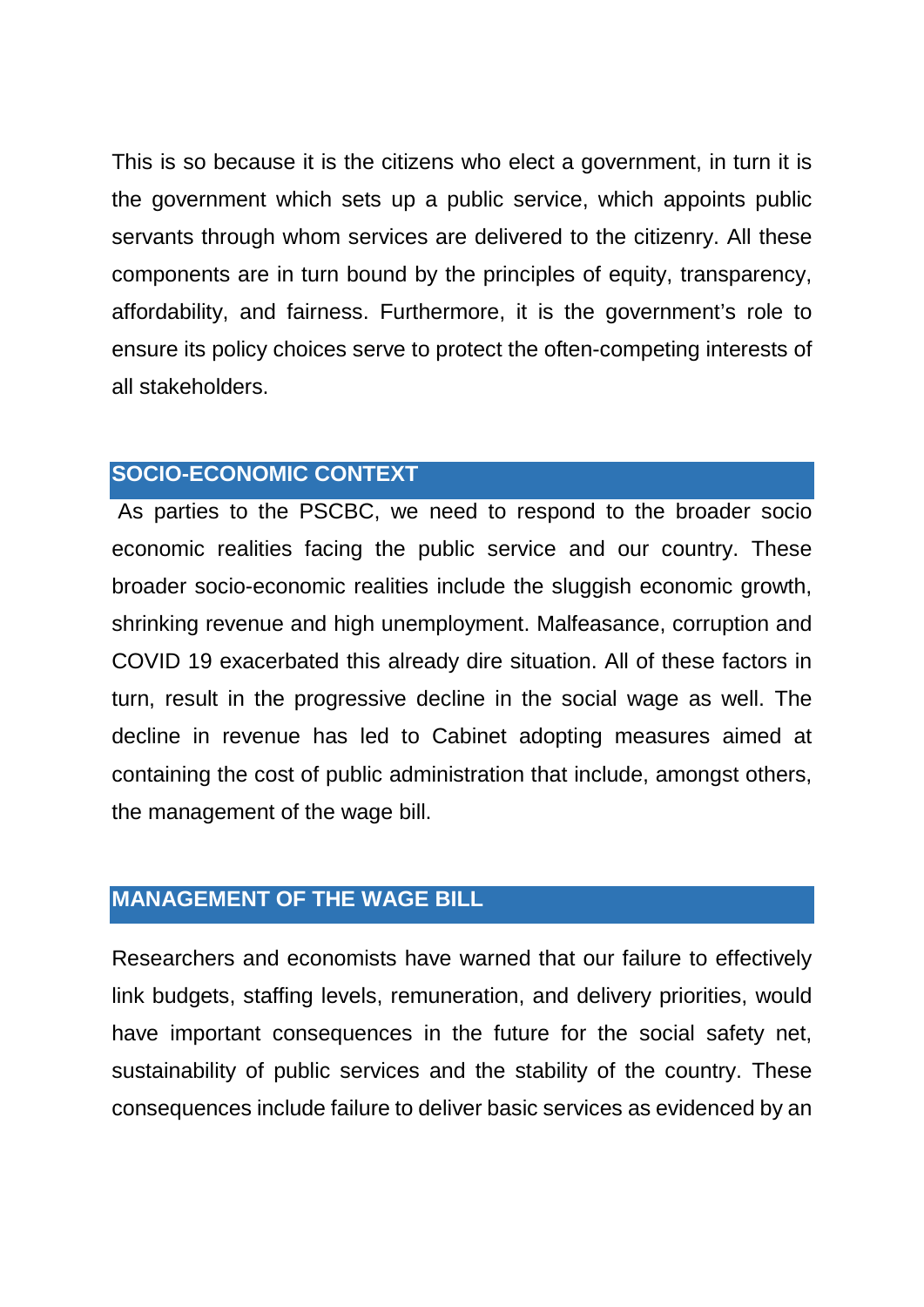This is so because it is the citizens who elect a government, in turn it is the government which sets up a public service, which appoints public servants through whom services are delivered to the citizenry. All these components are in turn bound by the principles of equity, transparency, affordability, and fairness. Furthermore, it is the government's role to ensure its policy choices serve to protect the often-competing interests of all stakeholders.

## SOCIO-ECONOMIC CONTEXT

As parties to the PSCBC, we need to respond to the broader socio economic realities facing the public service and our country. These broader socio-economic realities include the sluggish economic growth, shrinking revenue and high unemployment. Malfeasance, corruption and COVID 19 exacerbated this already dire situation. All of these factors in turn, result in the progressive decline in the social wage as well. The decline in revenue has led to Cabinet adopting measures aimed at containing the cost of public administration that include, amongst others, the management of the wage bill.

## MANAGEMENT OF THE WAGE BILL

Researchers and economists have warned that our failure to effectively link budgets, staffing levels, remuneration, and delivery priorities, would have important consequences in the future for the social safety net, sustainability of public services and the stability of the country. These consequences include failure to deliver basic services as evidenced by an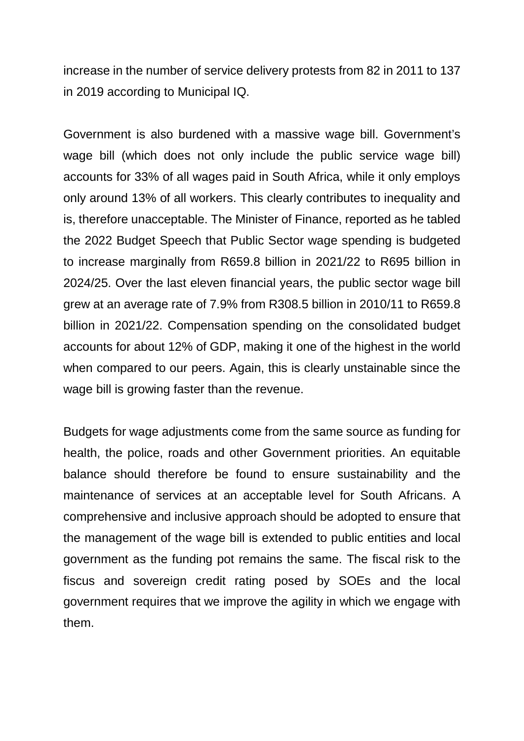increase in the number of service delivery protests from 82 in 2011 to 137 in 2019 according to Municipal IQ.

Government is also burdened with a massive wage bill. Government's wage bill (which does not only include the public service wage bill) accounts for 33% of all wages paid in South Africa, while it only employs only around 13% of all workers. This clearly contributes to inequality and is, therefore unacceptable. The Minister of Finance, reported as he tabled the 2022 Budget Speech that Public Sector wage spending is budgeted to increase marginally from R659.8 billion in 2021/22 to R695 billion in 2024/25. Over the last eleven financial years, the public sector wage bill grew at an average rate of 7.9% from R308.5 billion in 2010/11 to R659.8 billion in 2021/22. Compensation spending on the consolidated budget accounts for about 12% of GDP, making it one of the highest in the world when compared to our peers. Again, this is clearly unstainable since the wage bill is growing faster than the revenue.

Budgets for wage adjustments come from the same source as funding for health, the police, roads and other Government priorities. An equitable balance should therefore be found to ensure sustainability and the maintenance of services at an acceptable level for South Africans. A comprehensive and inclusive approach should be adopted to ensure that the management of the wage bill is extended to public entities and local government as the funding pot remains the same. The fiscal risk to the fiscus and sovereign credit rating posed by SOEs and the local government requires that we improve the agility in which we engage with them.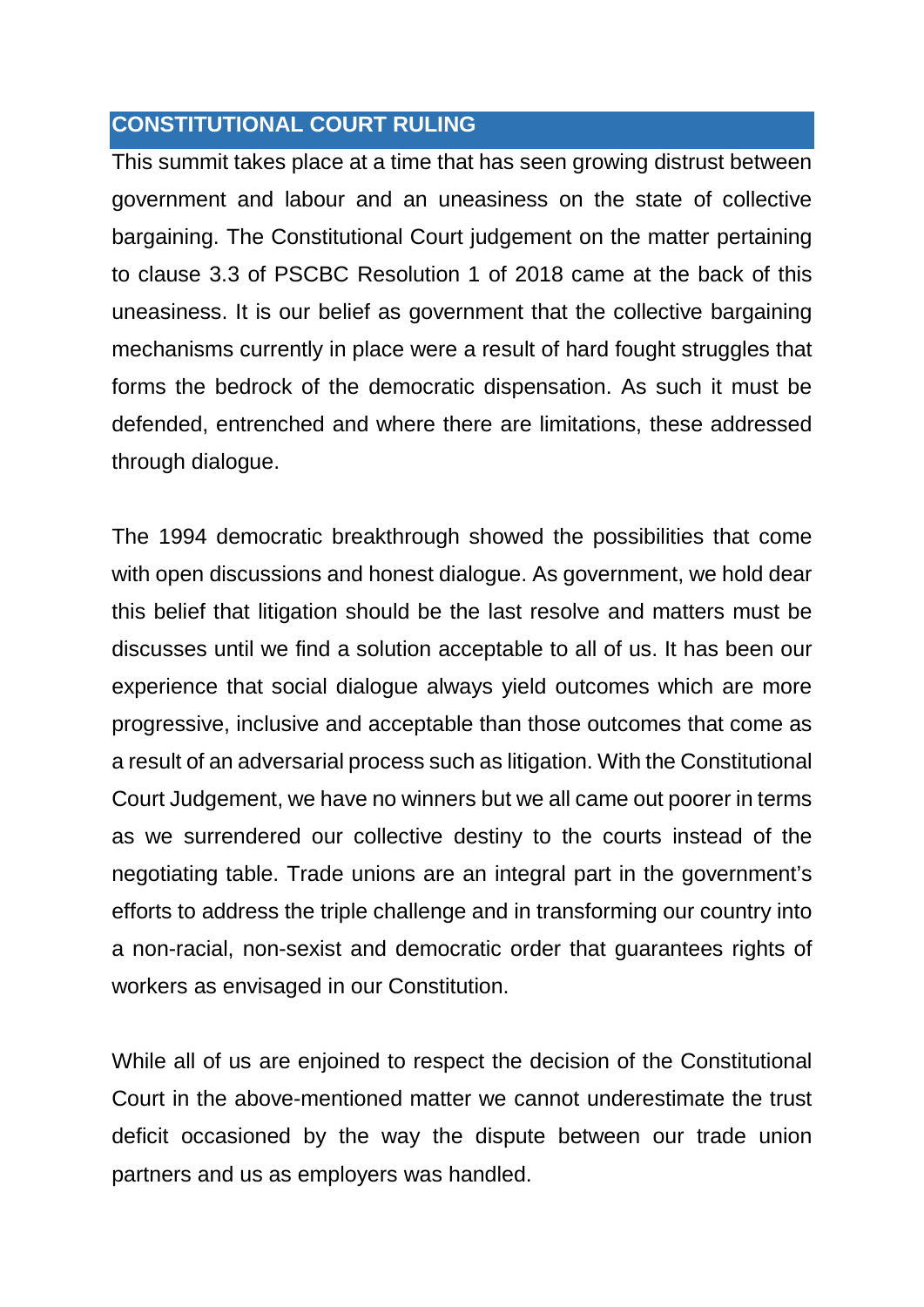## CONSTITUTIONAL COURT RULING

This summit takes place at a time that has seen growing distrust between government and labour and an uneasiness on the state of collective bargaining. The Constitutional Court judgement on the matter pertaining to clause 3.3 of PSCBC Resolution 1 of 2018 came at the back of this uneasiness. It is our belief as government that the collective bargaining mechanisms currently in place were a result of hard fought struggles that forms the bedrock of the democratic dispensation. As such it must be defended, entrenched and where there are limitations, these addressed through dialogue.

The 1994 democratic breakthrough showed the possibilities that come with open discussions and honest dialogue. As government, we hold dear this belief that litigation should be the last resolve and matters must be discusses until we find a solution acceptable to all of us. It has been our experience that social dialogue always yield outcomes which are more progressive, inclusive and acceptable than those outcomes that come as a result of an adversarial process such as litigation. With the Constitutional Court Judgement, we have no winners but we all came out poorer in terms as we surrendered our collective destiny to the courts instead of the negotiating table. Trade unions are an integral part in the government's efforts to address the triple challenge and in transforming our country into a non-racial, non-sexist and democratic order that guarantees rights of workers as envisaged in our Constitution.

While all of us are enjoined to respect the decision of the Constitutional Court in the above-mentioned matter we cannot underestimate the trust deficit occasioned by the way the dispute between our trade union partners and us as employers was handled.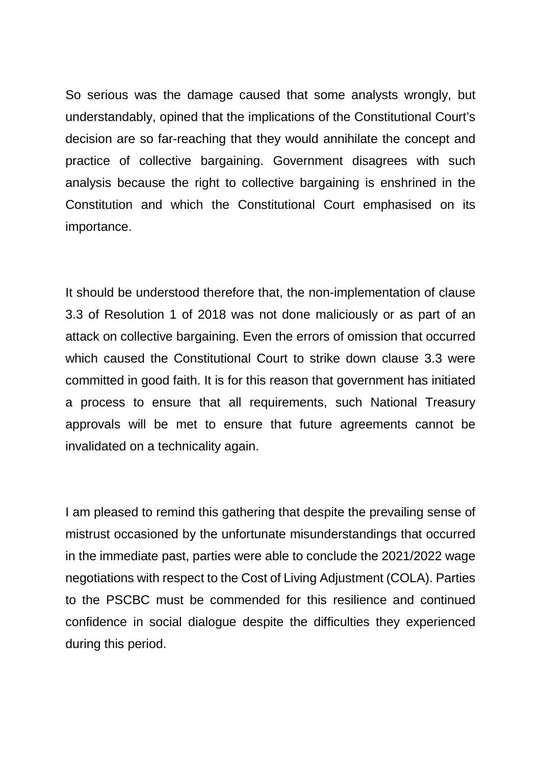So serious was the damage caused that some analysts wrongly, but understandably, opined that the implications of the Constitutional Court's decision are so far-reaching that they would annihilate the concept and practice of collective bargaining. Government disagrees with such analysis because the right to collective bargaining is enshrined in the Constitution and which the Constitutional Court emphasised on its importance.

It should be understood therefore that, the non-implementation of clause 3.3 of Resolution 1 of 2018 was not done maliciously or as part of an attack on collective bargaining. Even the errors of omission that occurred which caused the Constitutional Court to strike down clause 3.3 were committed in good faith. It is for this reason that government has initiated a process to ensure that all requirements, such National Treasury approvals will be met to ensure that future agreements cannot be invalidated on a technicality again.

I am pleased to remind this gathering that despite the prevailing sense of mistrust occasioned by the unfortunate misunderstandings that occurred in the immediate past, parties were able to conclude the 2021/2022 wage negotiations with respect to the Cost of Living Adjustment (COLA). Parties to the PSCBC must be commended for this resilience and continued confidence in social dialogue despite the difficulties they experienced during this period.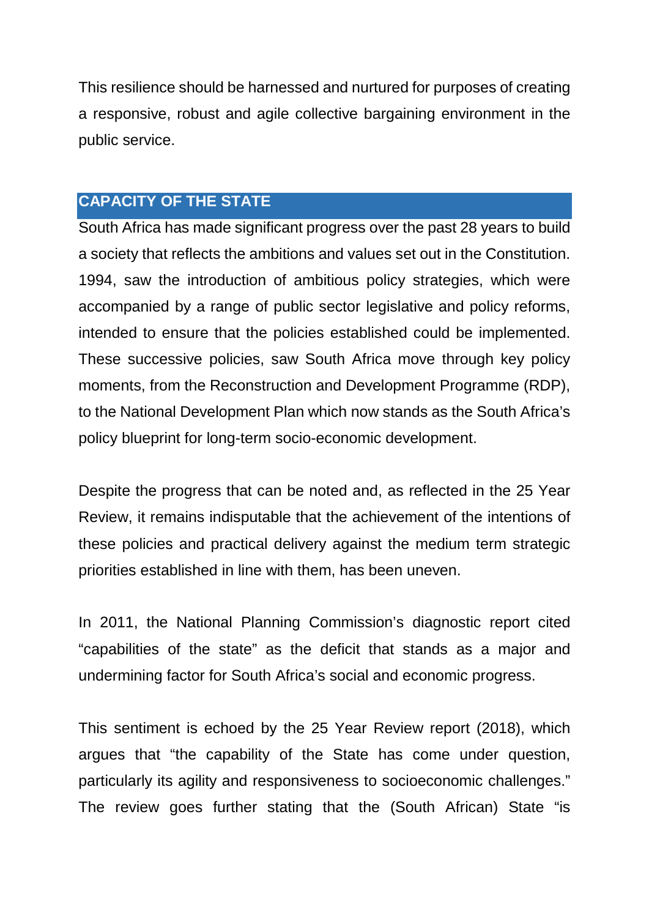This resilience should be harnessed and nurtured for purposes of creating a responsive, robust and agile collective bargaining environment in the public service.

## CAPACITY OF THE STATE

South Africa has made significant progress over the past 28 years to build a society that reflects the ambitions and values set out in the Constitution. 1994, saw the introduction of ambitious policy strategies, which were accompanied by a range of public sector legislative and policy reforms, intended to ensure that the policies established could be implemented. These successive policies, saw South Africa move through key policy moments, from the Reconstruction and Development Programme (RDP), to the National Development Plan which now stands as the South Africa's policy blueprint for long-term socio-economic development.

Despite the progress that can be noted and, as reflected in the 25 Year Review, it remains indisputable that the achievement of the intentions of these policies and practical delivery against the medium term strategic priorities established in line with them, has been uneven.

In 2011, the National Planning Commission's diagnostic report cited "capabilities of the state" as the deficit that stands as a major and undermining factor for South Africa's social and economic progress.

This sentiment is echoed by the 25 Year Review report (2018), which argues that "the capability of the State has come under question, particularly its agility and responsiveness to socioeconomic challenges." The review goes further stating that the (South African) State "is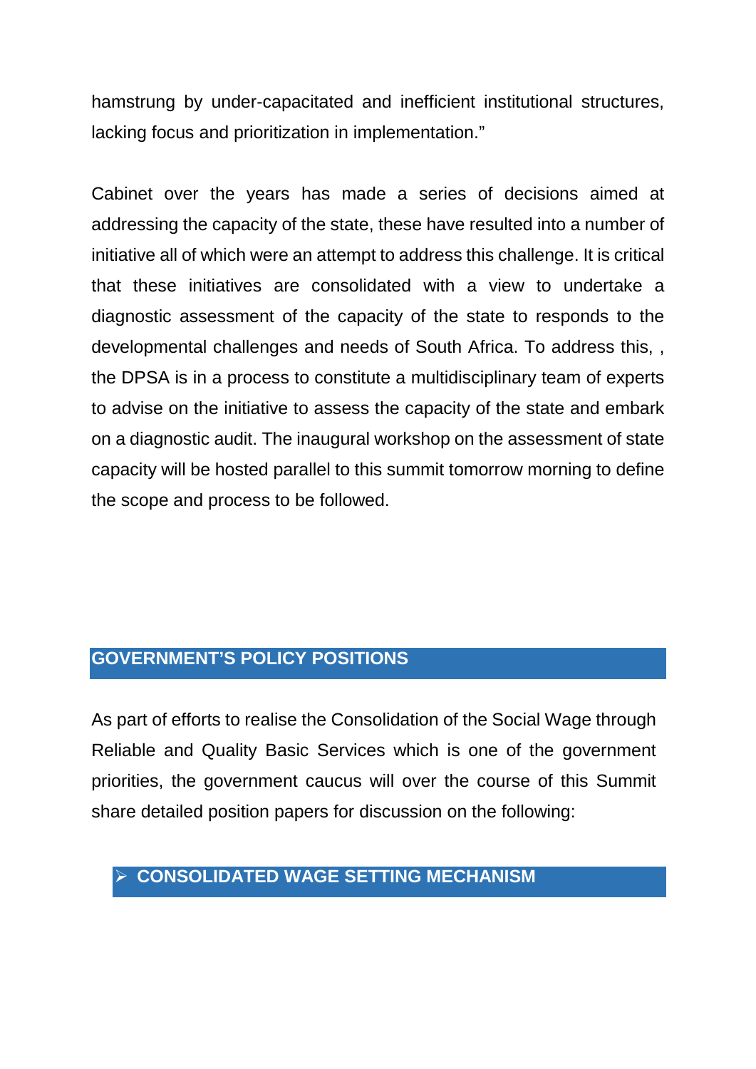hamstrung by under-capacitated and inefficient institutional structures, lacking focus and prioritization in implementation."

Cabinet over the years has made a series of decisions aimed at addressing the capacity of the state, these have resulted into a number of initiative all of which were an attempt to address this challenge. It is critical that these initiatives are consolidated with a view to undertake a diagnostic assessment of the capacity of the state to responds to the developmental challenges and needs of South Africa. To address this, , the DPSA is in a process to constitute a multidisciplinary team of experts to advise on the initiative to assess the capacity of the state and embark on a diagnostic audit. The inaugural workshop on the assessment of state capacity will be hosted parallel to this summit tomorrow morning to define the scope and process to be followed.

## GOVERNMENT'S POLICY POSITIONS

As part of efforts to realise the Consolidation of the Social Wage through Reliable and Quality Basic Services which is one of the government priorities, the government caucus will over the course of this Summit share detailed position papers for discussion on the following:

### ➢ CONSOLIDATED WAGE SETTING MECHANISM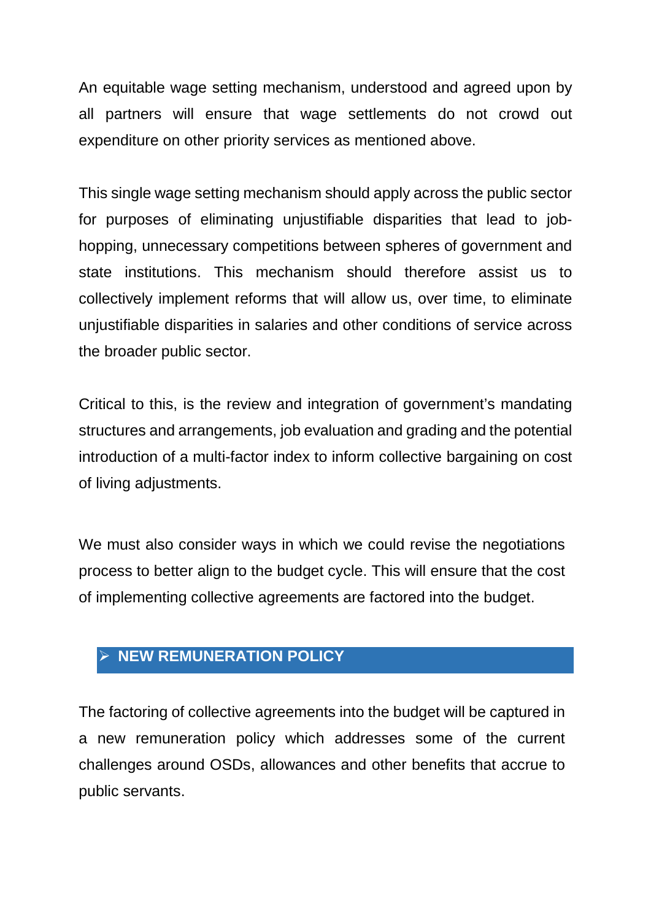An equitable wage setting mechanism, understood and agreed upon by all partners will ensure that wage settlements do not crowd out expenditure on other priority services as mentioned above.

This single wage setting mechanism should apply across the public sector for purposes of eliminating unjustifiable disparities that lead to job-hopping, unnecessary competitions between spheres of government and state institutions. This mechanism should therefore assist us to collectively implement reforms that will allow us, over time, to eliminate unjustifiable disparities in salaries and other conditions of service across the broader public sector.

Critical to this, is the review and integration of government's mandating structures and arrangements, job evaluation and grading and the potential introduction of a multi-factor index to inform collective bargaining on cost of living adjustments.

We must also consider ways in which we could revise the negotiations process to better align to the budget cycle. This will ensure that the cost of implementing collective agreements are factored into the budget.

## NEW REMUNERATION POLICY

The factoring of collective agreements into the budget will be captured in a new remuneration policy which addresses some of the current challenges around OSDs, allowances and other benefits that accrue to public servants.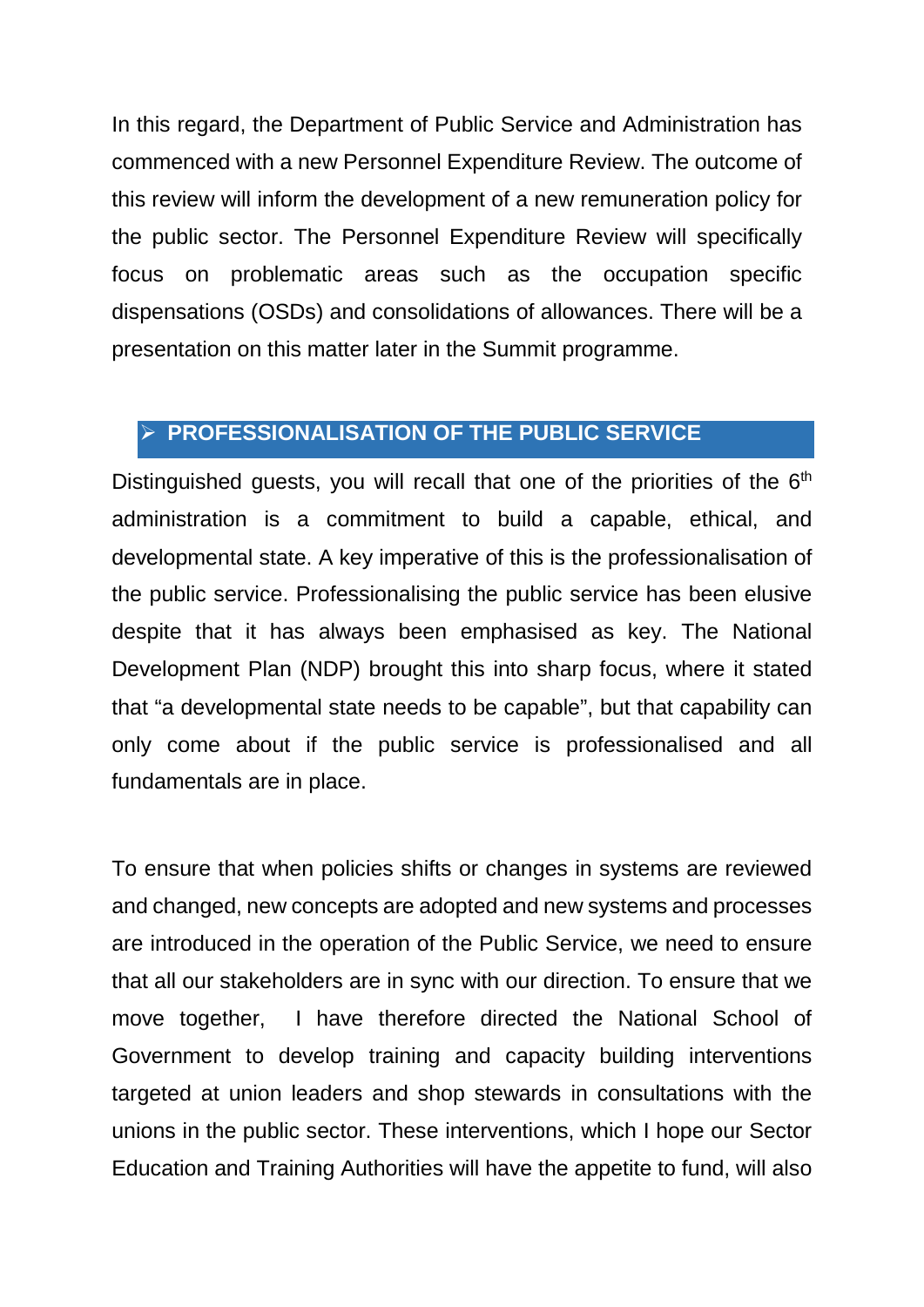In this regard, the Department of Public Service and Administration has commenced with a new Personnel Expenditure Review. The outcome of this review will inform the development of a new remuneration policy for the public sector. The Personnel Expenditure Review will specifically focus on problematic areas such as the occupation specific dispensations (OSDs) and consolidations of allowances. There will be a presentation on this matter later in the Summit programme.

## ➢ PROFESSIONALISATION OF THE PUBLIC SERVICE

Distinguished guests, you will recall that one of the priorities of the 6th administration is a commitment to build a capable, ethical, and developmental state. A key imperative of this is the professionalisation of the public service. Professionalising the public service has been elusive despite that it has always been emphasised as key. The National Development Plan (NDP) brought this into sharp focus, where it stated that "a developmental state needs to be capable", but that capability can only come about if the public service is professionalised and all fundamentals are in place.

To ensure that when policies shifts or changes in systems are reviewed and changed, new concepts are adopted and new systems and processes are introduced in the operation of the Public Service, we need to ensure that all our stakeholders are in sync with our direction. To ensure that we move together, I have therefore directed the National School of Government to develop training and capacity building interventions targeted at union leaders and shop stewards in consultations with the unions in the public sector. These interventions, which I hope our Sector Education and Training Authorities will have the appetite to fund, will also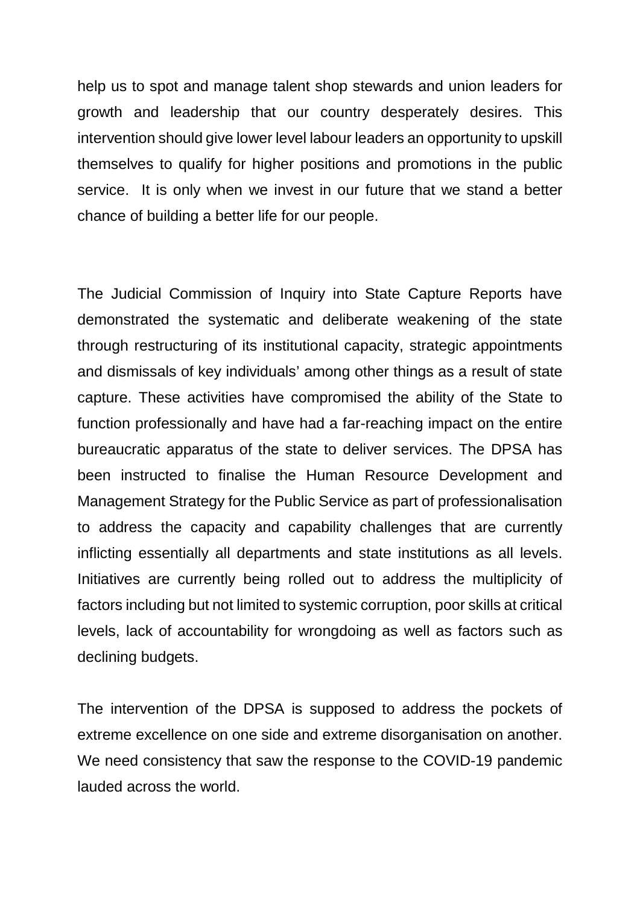help us to spot and manage talent shop stewards and union leaders for growth and leadership that our country desperately desires. This intervention should give lower level labour leaders an opportunity to upskill themselves to qualify for higher positions and promotions in the public service. It is only when we invest in our future that we stand a better chance of building a better life for our people.

The Judicial Commission of Inquiry into State Capture Reports have demonstrated the systematic and deliberate weakening of the state through restructuring of its institutional capacity, strategic appointments and dismissals of key individuals' among other things as a result of state capture. These activities have compromised the ability of the State to function professionally and have had a far-reaching impact on the entire bureaucratic apparatus of the state to deliver services. The DPSA has been instructed to finalise the Human Resource Development and Management Strategy for the Public Service as part of professionalisation to address the capacity and capability challenges that are currently inflicting essentially all departments and state institutions as all levels. Initiatives are currently being rolled out to address the multiplicity of factors including but not limited to systemic corruption, poor skills at critical levels, lack of accountability for wrongdoing as well as factors such as declining budgets.

The intervention of the DPSA is supposed to address the pockets of extreme excellence on one side and extreme disorganisation on another. We need consistency that saw the response to the COVID-19 pandemic lauded across the world.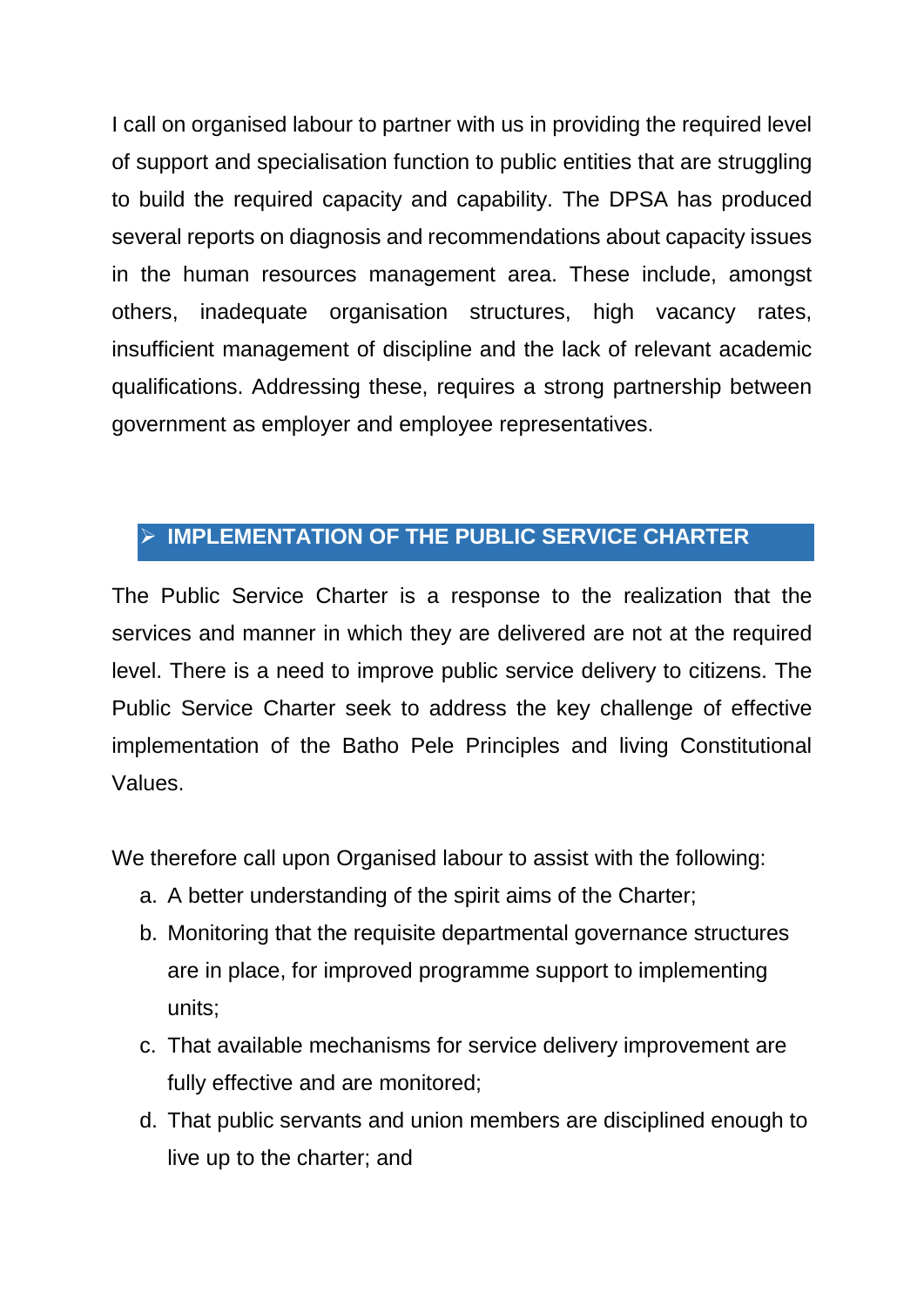I call on organised labour to partner with us in providing the required level of support and specialisation function to public entities that are struggling to build the required capacity and capability. The DPSA has produced several reports on diagnosis and recommendations about capacity issues in the human resources management area. These include, amongst others, inadequate organisation structures, high vacancy rates, insufficient management of discipline and the lack of relevant academic qualifications. Addressing these, requires a strong partnership between government as employer and employee representatives.

## IMPLEMENTATION OF THE PUBLIC SERVICE CHARTER

The Public Service Charter is a response to the realization that the services and manner in which they are delivered are not at the required level. There is a need to improve public service delivery to citizens. The Public Service Charter seek to address the key challenge of effective implementation of the Batho Pele Principles and living Constitutional Values.

We therefore call upon Organised labour to assist with the following:

a. A better understanding of the spirit aims of the Charter;
b. Monitoring that the requisite departmental governance structures are in place, for improved programme support to implementing units;
c. That available mechanisms for service delivery improvement are fully effective and are monitored;
d. That public servants and union members are disciplined enough to live up to the charter; and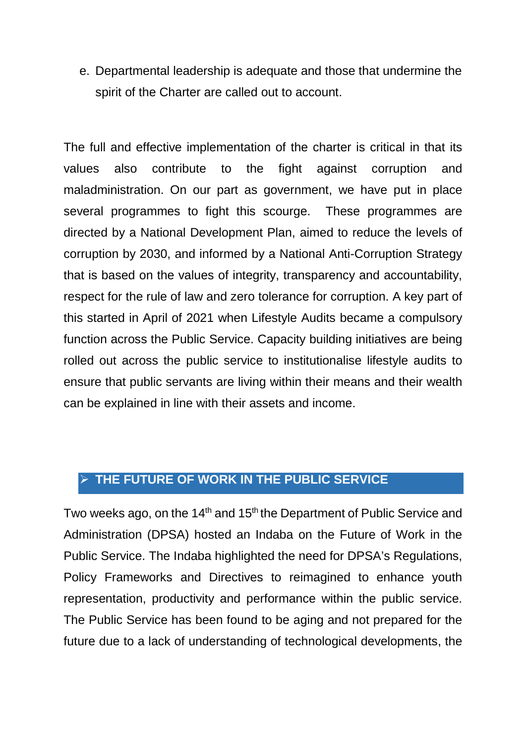e. Departmental leadership is adequate and those that undermine the spirit of the Charter are called out to account.

The full and effective implementation of the charter is critical in that its values also contribute to the fight against corruption and maladministration. On our part as government, we have put in place several programmes to fight this scourge. These programmes are directed by a National Development Plan, aimed to reduce the levels of corruption by 2030, and informed by a National Anti-Corruption Strategy that is based on the values of integrity, transparency and accountability, respect for the rule of law and zero tolerance for corruption. A key part of this started in April of 2021 when Lifestyle Audits became a compulsory function across the Public Service. Capacity building initiatives are being rolled out across the public service to institutionalise lifestyle audits to ensure that public servants are living within their means and their wealth can be explained in line with their assets and income.

## ➢ THE FUTURE OF WORK IN THE PUBLIC SERVICE

Two weeks ago, on the 14th and 15th the Department of Public Service and Administration (DPSA) hosted an Indaba on the Future of Work in the Public Service. The Indaba highlighted the need for DPSA's Regulations, Policy Frameworks and Directives to reimagined to enhance youth representation, productivity and performance within the public service. The Public Service has been found to be aging and not prepared for the future due to a lack of understanding of technological developments, the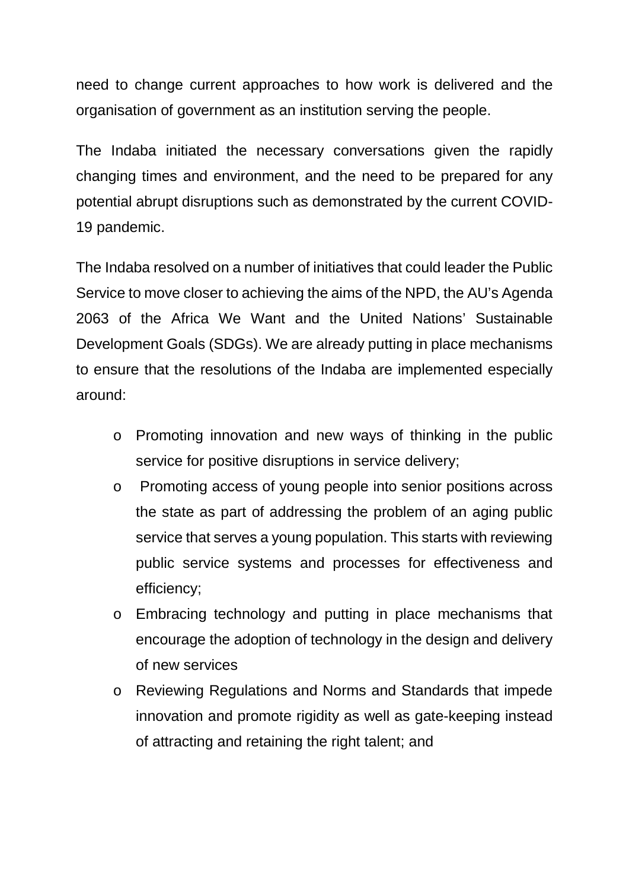need to change current approaches to how work is delivered and the organisation of government as an institution serving the people.

The Indaba initiated the necessary conversations given the rapidly changing times and environment, and the need to be prepared for any potential abrupt disruptions such as demonstrated by the current COVID-19 pandemic.

The Indaba resolved on a number of initiatives that could leader the Public Service to move closer to achieving the aims of the NPD, the AU's Agenda 2063 of the Africa We Want and the United Nations' Sustainable Development Goals (SDGs). We are already putting in place mechanisms to ensure that the resolutions of the Indaba are implemented especially around:

- Promoting innovation and new ways of thinking in the public service for positive disruptions in service delivery;
- Promoting access of young people into senior positions across the state as part of addressing the problem of an aging public service that serves a young population. This starts with reviewing public service systems and processes for effectiveness and efficiency;
- Embracing technology and putting in place mechanisms that encourage the adoption of technology in the design and delivery of new services
- Reviewing Regulations and Norms and Standards that impede innovation and promote rigidity as well as gate-keeping instead of attracting and retaining the right talent; and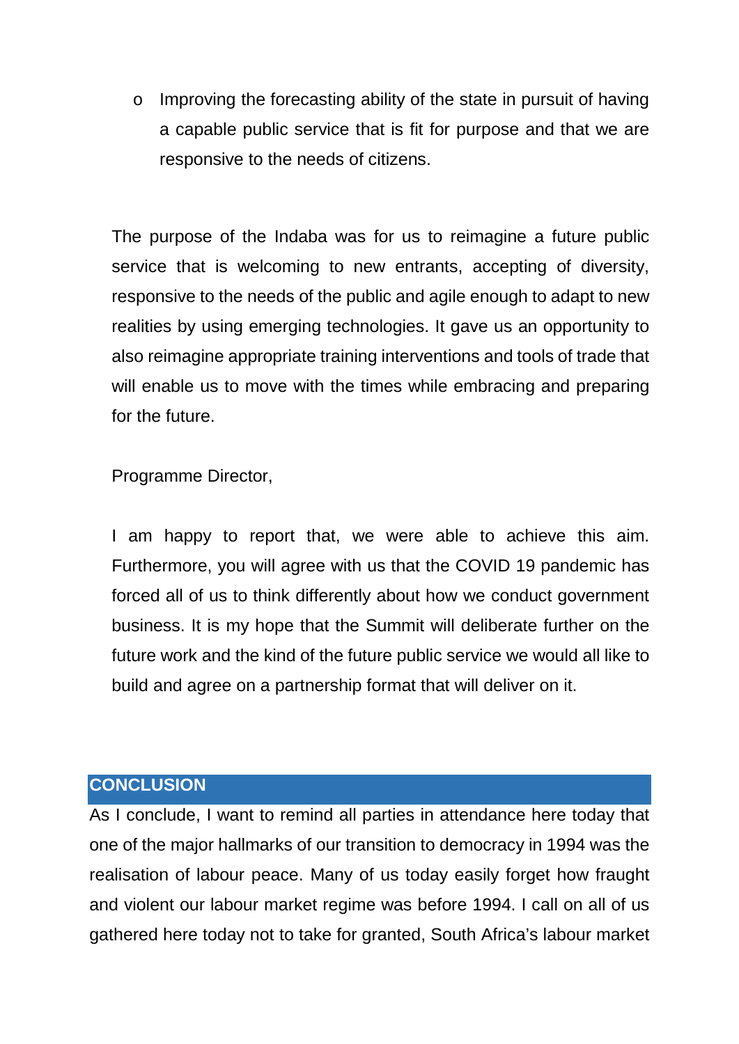- Improving the forecasting ability of the state in pursuit of having a capable public service that is fit for purpose and that we are responsive to the needs of citizens.

The purpose of the Indaba was for us to reimagine a future public service that is welcoming to new entrants, accepting of diversity, responsive to the needs of the public and agile enough to adapt to new realities by using emerging technologies. It gave us an opportunity to also reimagine appropriate training interventions and tools of trade that will enable us to move with the times while embracing and preparing for the future.

Programme Director,

I am happy to report that, we were able to achieve this aim. Furthermore, you will agree with us that the COVID 19 pandemic has forced all of us to think differently about how we conduct government business. It is my hope that the Summit will deliberate further on the future work and the kind of the future public service we would all like to build and agree on a partnership format that will deliver on it.

## CONCLUSION

As I conclude, I want to remind all parties in attendance here today that one of the major hallmarks of our transition to democracy in 1994 was the realisation of labour peace. Many of us today easily forget how fraught and violent our labour market regime was before 1994. I call on all of us gathered here today not to take for granted, South Africa's labour market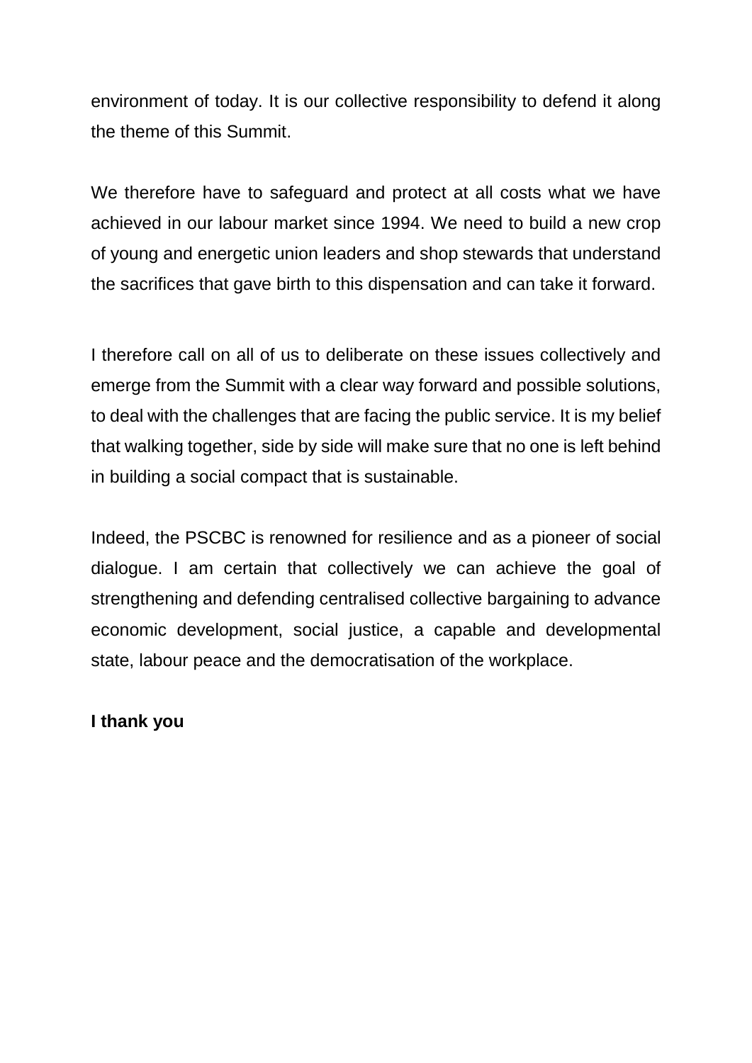environment of today. It is our collective responsibility to defend it along the theme of this Summit.

We therefore have to safeguard and protect at all costs what we have achieved in our labour market since 1994. We need to build a new crop of young and energetic union leaders and shop stewards that understand the sacrifices that gave birth to this dispensation and can take it forward.

I therefore call on all of us to deliberate on these issues collectively and emerge from the Summit with a clear way forward and possible solutions, to deal with the challenges that are facing the public service. It is my belief that walking together, side by side will make sure that no one is left behind in building a social compact that is sustainable.

Indeed, the PSCBC is renowned for resilience and as a pioneer of social dialogue. I am certain that collectively we can achieve the goal of strengthening and defending centralised collective bargaining to advance economic development, social justice, a capable and developmental state, labour peace and the democratisation of the workplace.

**I thank you**